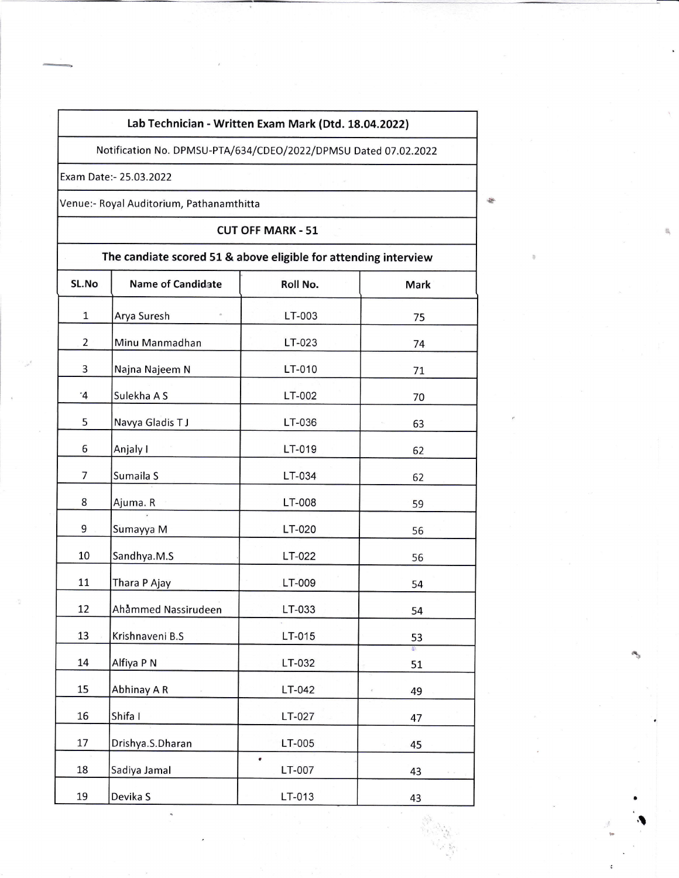| Lab Technician - Written Exam Mark (Dtd. 18.04.2022) | | | |
|---|---|---|---|
| Notification No. DPMSU-PTA/634/CDEO/2022/DPMSU Dated 07.02.2022 | | | |
| Exam Date:- 25.03.2022 | | | |
| Venue:- Royal Auditorium, Pathanamthitta | | | |
| **CUT OFF MARK - 51** | | | |
| **The candiate scored 51 & above eligible for attending interview** | | | |
| **SL.No** | **Name of Candidate** | **Roll No.** | **Mark** |
| 1 | Arya Suresh | LT-003 | 75 |
| 2 | Minu Manmadhan | LT-023 | 74 |
| 3 | Najna Najeem N | LT-010 | 71 |
| 4 | Sulekha A S | LT-002 | 70 |
| 5 | Navya Gladis T J | LT-036 | 63 |
| 6 | Anjaly I | LT-019 | 62 |
| 7 | Sumaila S | LT-034 | 62 |
| 8 | Ajuma. R | LT-008 | 59 |
| 9 | Sumayya M | LT-020 | 56 |
| 10 | Sandhya.M.S | LT-022 | 56 |
| 11 | Thara P Ajay | LT-009 | 54 |
| 12 | Ahammed Nassirudeen | LT-033 | 54 |
| 13 | Krishnaveni B.S | LT-015 | 53 |
| 14 | Alfiya P N | LT-032 | 51 |
| 15 | Abhinay A R | LT-042 | 49 |
| 16 | Shifa I | LT-027 | 47 |
| 17 | Drishya.S.Dharan | LT-005 | 45 |
| 18 | Sadiya Jamal | LT-007 | 43 |
| 19 | Devika S | LT-013 | 43 |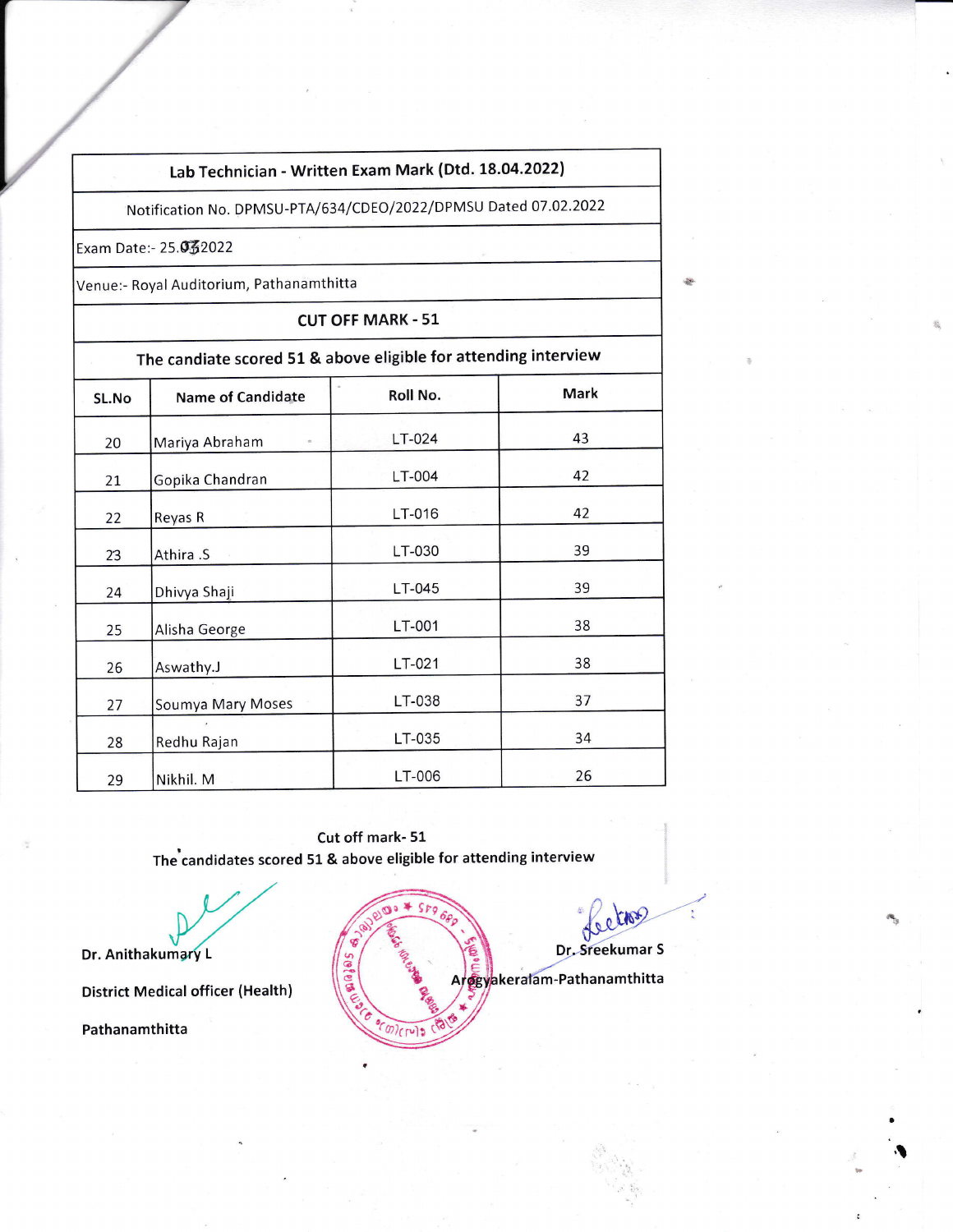| Lab Technician - Written Exam Mark (Dtd. 18.04.2022) | | | |
|---|---|---|---|
| Notification No. DPMSU-PTA/634/CDEO/2022/DPMSU Dated 07.02.2022 | | | |
| Exam Date:- 25.03.2022 | | | |
| Venue:- Royal Auditorium, Pathanamthitta | | | |
| CUT OFF MARK - 51 | | | |
| The candiate scored 51 & above eligible for attending interview | | | |
| SL.No | Name of Candidate | Roll No. | Mark |
| 20 | Mariya Abraham | LT-024 | 43 |
| 21 | Gopika Chandran | LT-004 | 42 |
| 22 | Reyas R | LT-016 | 42 |
| 23 | Athira .S | LT-030 | 39 |
| 24 | Dhivya Shaji | LT-045 | 39 |
| 25 | Alisha George | LT-001 | 38 |
| 26 | Aswathy.J | LT-021 | 38 |
| 27 | Soumya Mary Moses | LT-038 | 37 |
| 28 | Redhu Rajan | LT-035 | 34 |
| 29 | Nikhil. M | LT-006 | 26 |

Cut off mark- 51

The candidates scored 51 & above eligible for attending interview

**Dr. Anithakumary L**

**District Medical officer (Health)**

**Pathanamthitta**

**Dr. Sreekumar S**

**Arogyakeralam-Pathanamthitta**